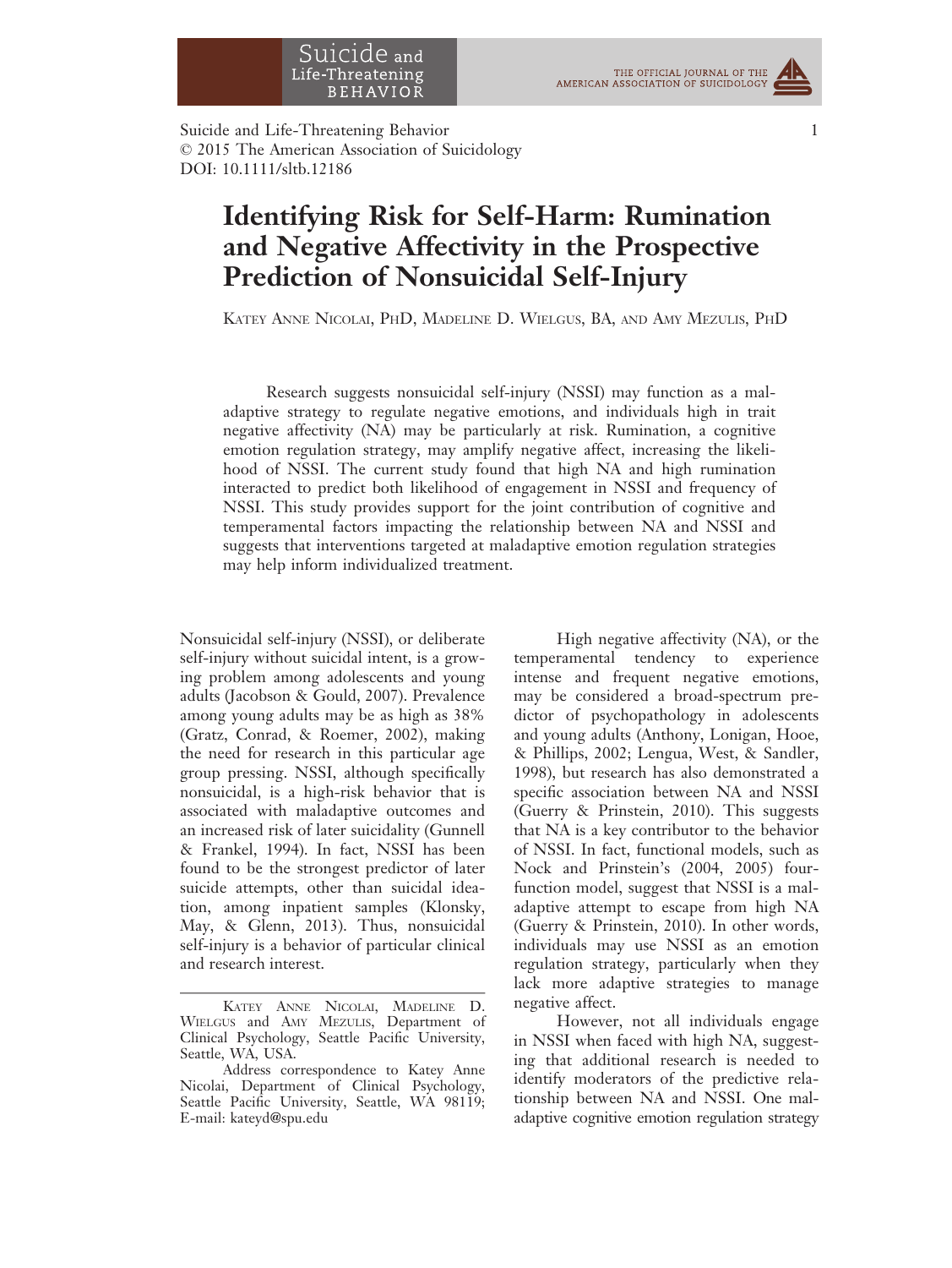# Identifying Risk for Self-Harm: Rumination and Negative Affectivity in the Prospective Prediction of Nonsuicidal Self-Injury

Katey Anne Nicolai, PhD, Madeline D. Wielgus, BA, and Amy Mezulis, PhD

Research suggests nonsuicidal self-injury (NSSI) may function as a maladaptive strategy to regulate negative emotions, and individuals high in trait negative affectivity (NA) may be particularly at risk. Rumination, a cognitive emotion regulation strategy, may amplify negative affect, increasing the likelihood of NSSI. The current study found that high NA and high rumination interacted to predict both likelihood of engagement in NSSI and frequency of NSSI. This study provides support for the joint contribution of cognitive and temperamental factors impacting the relationship between NA and NSSI and suggests that interventions targeted at maladaptive emotion regulation strategies may help inform individualized treatment.

Nonsuicidal self-injury (NSSI), or deliberate self-injury without suicidal intent, is a growing problem among adolescents and young adults (Jacobson & Gould, 2007). Prevalence among young adults may be as high as 38% (Gratz, Conrad, & Roemer, 2002), making the need for research in this particular age group pressing. NSSI, although specifically nonsuicidal, is a high-risk behavior that is associated with maladaptive outcomes and an increased risk of later suicidality (Gunnell & Frankel, 1994). In fact, NSSI has been found to be the strongest predictor of later suicide attempts, other than suicidal ideation, among inpatient samples (Klonsky, May, & Glenn, 2013). Thus, nonsuicidal self-injury is a behavior of particular clinical and research interest.

High negative affectivity (NA), or the temperamental tendency to experience intense and frequent negative emotions, may be considered a broad-spectrum predictor of psychopathology in adolescents and young adults (Anthony, Lonigan, Hooe, & Phillips, 2002; Lengua, West, & Sandler, 1998), but research has also demonstrated a specific association between NA and NSSI (Guerry & Prinstein, 2010). This suggests that NA is a key contributor to the behavior of NSSI. In fact, functional models, such as Nock and Prinstein's (2004, 2005) four-function model, suggest that NSSI is a maladaptive attempt to escape from high NA (Guerry & Prinstein, 2010). In other words, individuals may use NSSI as an emotion regulation strategy, particularly when they lack more adaptive strategies to manage negative affect.

However, not all individuals engage in NSSI when faced with high NA, suggesting that additional research is needed to identify moderators of the predictive relationship between NA and NSSI. One maladaptive cognitive emotion regulation strategy

---

Katey Anne Nicolai, Madeline D. Wielgus and Amy Mezulis, Department of Clinical Psychology, Seattle Pacific University, Seattle, WA, USA.

Address correspondence to Katey Anne Nicolai, Department of Clinical Psychology, Seattle Pacific University, Seattle, WA 98119; E-mail: kateyd@spu.edu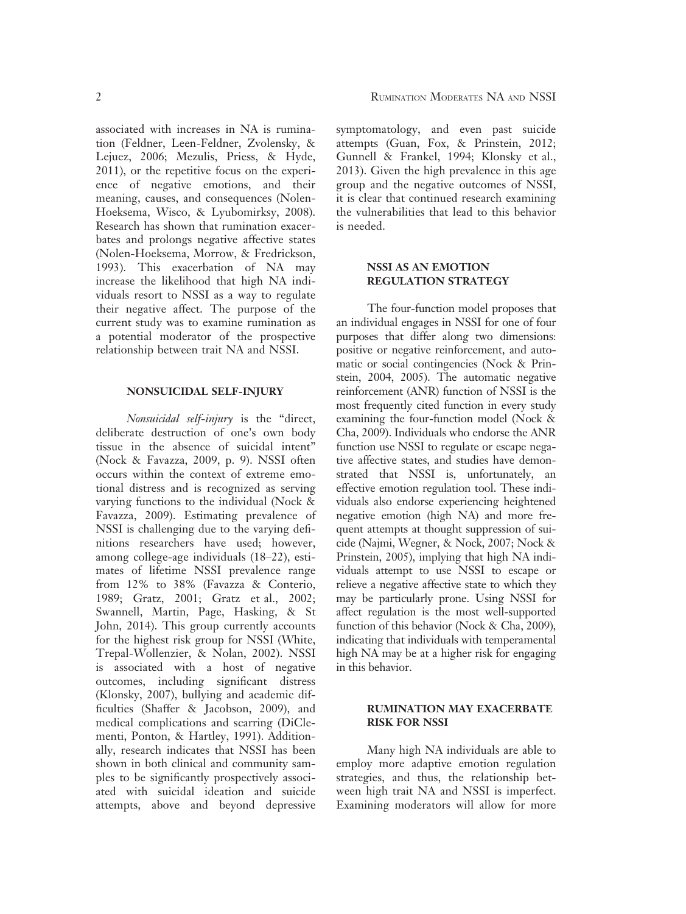associated with increases in NA is rumination (Feldner, Leen-Feldner, Zvolensky, & Lejuez, 2006; Mezulis, Priess, & Hyde, 2011), or the repetitive focus on the experience of negative emotions, and their meaning, causes, and consequences (Nolen-Hoeksema, Wisco, & Lyubomirksy, 2008). Research has shown that rumination exacerbates and prolongs negative affective states (Nolen-Hoeksema, Morrow, & Fredrickson, 1993). This exacerbation of NA may increase the likelihood that high NA individuals resort to NSSI as a way to regulate their negative affect. The purpose of the current study was to examine rumination as a potential moderator of the prospective relationship between trait NA and NSSI.

## NONSUICIDAL SELF-INJURY

*Nonsuicidal self-injury* is the "direct, deliberate destruction of one's own body tissue in the absence of suicidal intent" (Nock & Favazza, 2009, p. 9). NSSI often occurs within the context of extreme emotional distress and is recognized as serving varying functions to the individual (Nock & Favazza, 2009). Estimating prevalence of NSSI is challenging due to the varying definitions researchers have used; however, among college-age individuals (18–22), estimates of lifetime NSSI prevalence range from 12% to 38% (Favazza & Conterio, 1989; Gratz, 2001; Gratz et al., 2002; Swannell, Martin, Page, Hasking, & St John, 2014). This group currently accounts for the highest risk group for NSSI (White, Trepal-Wollenzier, & Nolan, 2002). NSSI is associated with a host of negative outcomes, including significant distress (Klonsky, 2007), bullying and academic difficulties (Shaffer & Jacobson, 2009), and medical complications and scarring (DiClementi, Ponton, & Hartley, 1991). Additionally, research indicates that NSSI has been shown in both clinical and community samples to be significantly prospectively associated with suicidal ideation and suicide attempts, above and beyond depressive symptomatology, and even past suicide attempts (Guan, Fox, & Prinstein, 2012; Gunnell & Frankel, 1994; Klonsky et al., 2013). Given the high prevalence in this age group and the negative outcomes of NSSI, it is clear that continued research examining the vulnerabilities that lead to this behavior is needed.

## NSSI AS AN EMOTION REGULATION STRATEGY

The four-function model proposes that an individual engages in NSSI for one of four purposes that differ along two dimensions: positive or negative reinforcement, and automatic or social contingencies (Nock & Prinstein, 2004, 2005). The automatic negative reinforcement (ANR) function of NSSI is the most frequently cited function in every study examining the four-function model (Nock & Cha, 2009). Individuals who endorse the ANR function use NSSI to regulate or escape negative affective states, and studies have demonstrated that NSSI is, unfortunately, an effective emotion regulation tool. These individuals also endorse experiencing heightened negative emotion (high NA) and more frequent attempts at thought suppression of suicide (Najmi, Wegner, & Nock, 2007; Nock & Prinstein, 2005), implying that high NA individuals attempt to use NSSI to escape or relieve a negative affective state to which they may be particularly prone. Using NSSI for affect regulation is the most well-supported function of this behavior (Nock & Cha, 2009), indicating that individuals with temperamental high NA may be at a higher risk for engaging in this behavior.

## RUMINATION MAY EXACERBATE RISK FOR NSSI

Many high NA individuals are able to employ more adaptive emotion regulation strategies, and thus, the relationship between high trait NA and NSSI is imperfect. Examining moderators will allow for more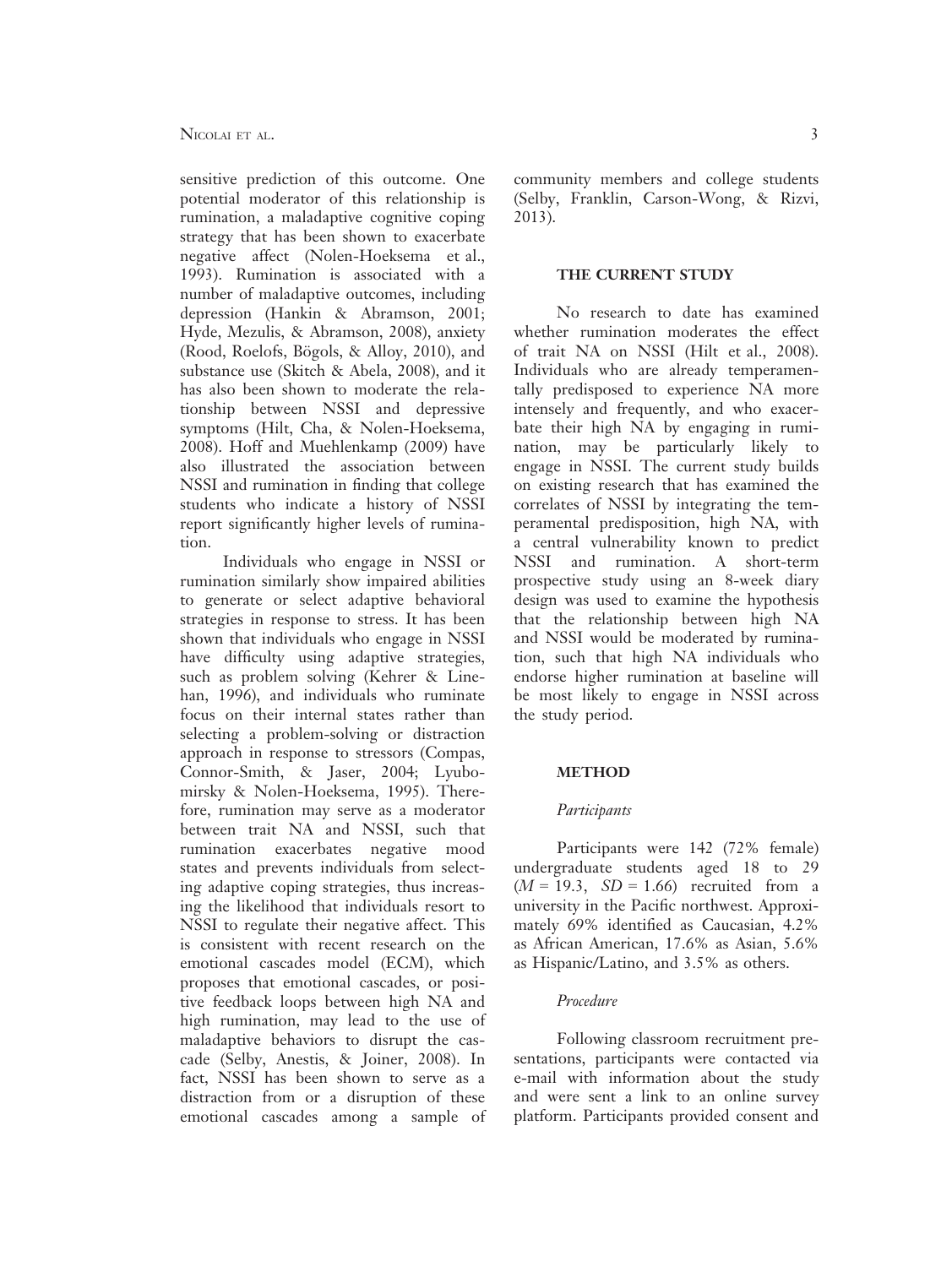sensitive prediction of this outcome. One potential moderator of this relationship is rumination, a maladaptive cognitive coping strategy that has been shown to exacerbate negative affect (Nolen-Hoeksema et al., 1993). Rumination is associated with a number of maladaptive outcomes, including depression (Hankin & Abramson, 2001; Hyde, Mezulis, & Abramson, 2008), anxiety (Rood, Roelofs, Bögols, & Alloy, 2010), and substance use (Skitch & Abela, 2008), and it has also been shown to moderate the relationship between NSSI and depressive symptoms (Hilt, Cha, & Nolen-Hoeksema, 2008). Hoff and Muehlenkamp (2009) have also illustrated the association between NSSI and rumination in finding that college students who indicate a history of NSSI report significantly higher levels of rumination.

Individuals who engage in NSSI or rumination similarly show impaired abilities to generate or select adaptive behavioral strategies in response to stress. It has been shown that individuals who engage in NSSI have difficulty using adaptive strategies, such as problem solving (Kehrer & Linehan, 1996), and individuals who ruminate focus on their internal states rather than selecting a problem-solving or distraction approach in response to stressors (Compas, Connor-Smith, & Jaser, 2004; Lyubomirsky & Nolen-Hoeksema, 1995). Therefore, rumination may serve as a moderator between trait NA and NSSI, such that rumination exacerbates negative mood states and prevents individuals from selecting adaptive coping strategies, thus increasing the likelihood that individuals resort to NSSI to regulate their negative affect. This is consistent with recent research on the emotional cascades model (ECM), which proposes that emotional cascades, or positive feedback loops between high NA and high rumination, may lead to the use of maladaptive behaviors to disrupt the cascade (Selby, Anestis, & Joiner, 2008). In fact, NSSI has been shown to serve as a distraction from or a disruption of these emotional cascades among a sample of community members and college students (Selby, Franklin, Carson-Wong, & Rizvi, 2013).

## THE CURRENT STUDY

No research to date has examined whether rumination moderates the effect of trait NA on NSSI (Hilt et al., 2008). Individuals who are already temperamentally predisposed to experience NA more intensely and frequently, and who exacerbate their high NA by engaging in rumination, may be particularly likely to engage in NSSI. The current study builds on existing research that has examined the correlates of NSSI by integrating the temperamental predisposition, high NA, with a central vulnerability known to predict NSSI and rumination. A short-term prospective study using an 8-week diary design was used to examine the hypothesis that the relationship between high NA and NSSI would be moderated by rumination, such that high NA individuals who endorse higher rumination at baseline will be most likely to engage in NSSI across the study period.

## METHOD

### *Participants*

Participants were 142 (72% female) undergraduate students aged 18 to 29 ($M$ = 19.3, $SD$ = 1.66) recruited from a university in the Pacific northwest. Approximately 69% identified as Caucasian, 4.2% as African American, 17.6% as Asian, 5.6% as Hispanic/Latino, and 3.5% as others.

### *Procedure*

Following classroom recruitment presentations, participants were contacted via e-mail with information about the study and were sent a link to an online survey platform. Participants provided consent and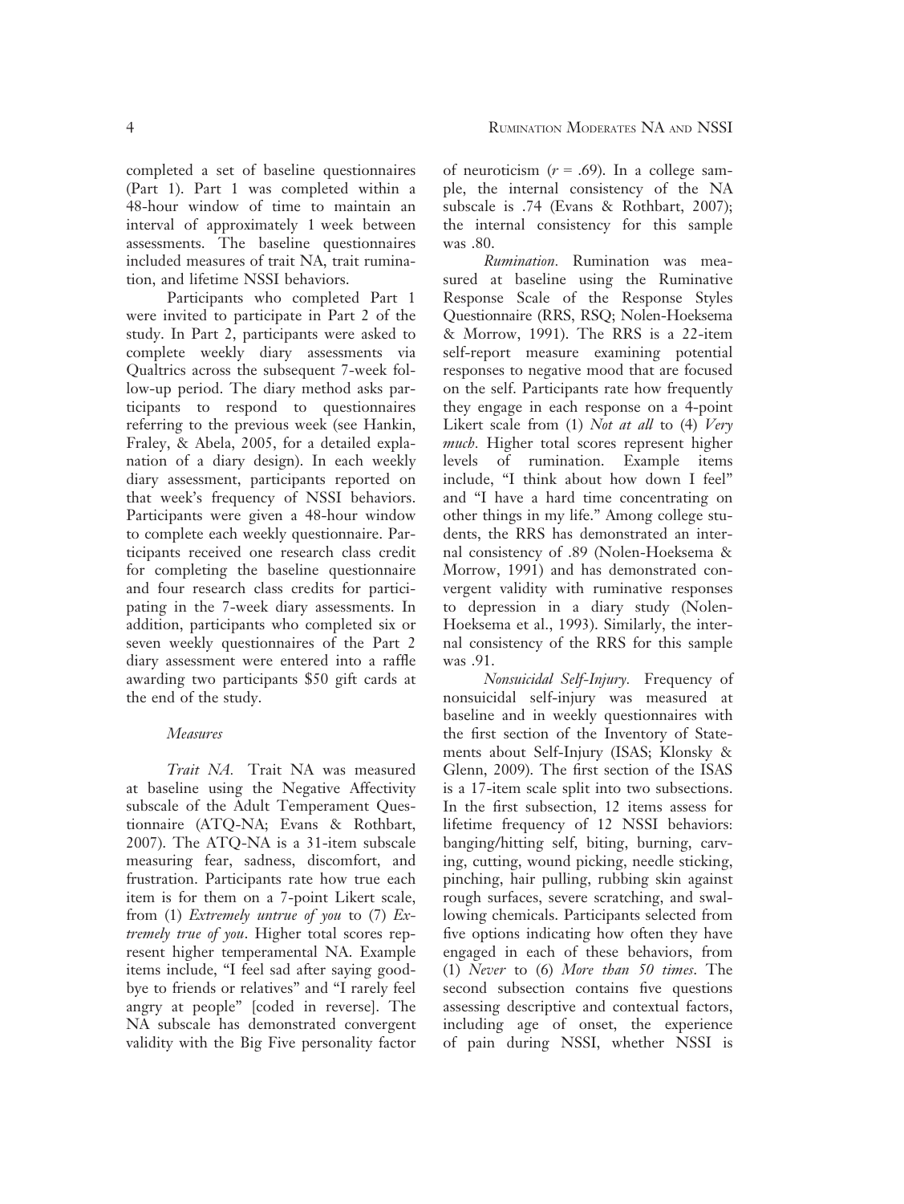completed a set of baseline questionnaires (Part 1). Part 1 was completed within a 48-hour window of time to maintain an interval of approximately 1 week between assessments. The baseline questionnaires included measures of trait NA, trait rumination, and lifetime NSSI behaviors.

Participants who completed Part 1 were invited to participate in Part 2 of the study. In Part 2, participants were asked to complete weekly diary assessments via Qualtrics across the subsequent 7-week follow-up period. The diary method asks participants to respond to questionnaires referring to the previous week (see Hankin, Fraley, & Abela, 2005, for a detailed explanation of a diary design). In each weekly diary assessment, participants reported on that week's frequency of NSSI behaviors. Participants were given a 48-hour window to complete each weekly questionnaire. Participants received one research class credit for completing the baseline questionnaire and four research class credits for participating in the 7-week diary assessments. In addition, participants who completed six or seven weekly questionnaires of the Part 2 diary assessment were entered into a raffle awarding two participants $50 gift cards at the end of the study.

### *Measures*

*Trait NA.* Trait NA was measured at baseline using the Negative Affectivity subscale of the Adult Temperament Questionnaire (ATQ-NA; Evans & Rothbart, 2007). The ATQ-NA is a 31-item subscale measuring fear, sadness, discomfort, and frustration. Participants rate how true each item is for them on a 7-point Likert scale, from (1) *Extremely untrue of you* to (7) *Extremely true of you*. Higher total scores represent higher temperamental NA. Example items include, "I feel sad after saying goodbye to friends or relatives" and "I rarely feel angry at people" [coded in reverse]. The NA subscale has demonstrated convergent validity with the Big Five personality factor of neuroticism ($r = .69$). In a college sample, the internal consistency of the NA subscale is .74 (Evans & Rothbart, 2007); the internal consistency for this sample was .80.

*Rumination.* Rumination was measured at baseline using the Ruminative Response Scale of the Response Styles Questionnaire (RRS, RSQ; Nolen-Hoeksema & Morrow, 1991). The RRS is a 22-item self-report measure examining potential responses to negative mood that are focused on the self. Participants rate how frequently they engage in each response on a 4-point Likert scale from (1) *Not at all* to (4) *Very much*. Higher total scores represent higher levels of rumination. Example items include, "I think about how down I feel" and "I have a hard time concentrating on other things in my life." Among college students, the RRS has demonstrated an internal consistency of .89 (Nolen-Hoeksema & Morrow, 1991) and has demonstrated convergent validity with ruminative responses to depression in a diary study (Nolen-Hoeksema et al., 1993). Similarly, the internal consistency of the RRS for this sample was .91.

*Nonsuicidal Self-Injury.* Frequency of nonsuicidal self-injury was measured at baseline and in weekly questionnaires with the first section of the Inventory of Statements about Self-Injury (ISAS; Klonsky & Glenn, 2009). The first section of the ISAS is a 17-item scale split into two subsections. In the first subsection, 12 items assess for lifetime frequency of 12 NSSI behaviors: banging/hitting self, biting, burning, carving, cutting, wound picking, needle sticking, pinching, hair pulling, rubbing skin against rough surfaces, severe scratching, and swallowing chemicals. Participants selected from five options indicating how often they have engaged in each of these behaviors, from (1) *Never* to (6) *More than 50 times*. The second subsection contains five questions assessing descriptive and contextual factors, including age of onset, the experience of pain during NSSI, whether NSSI is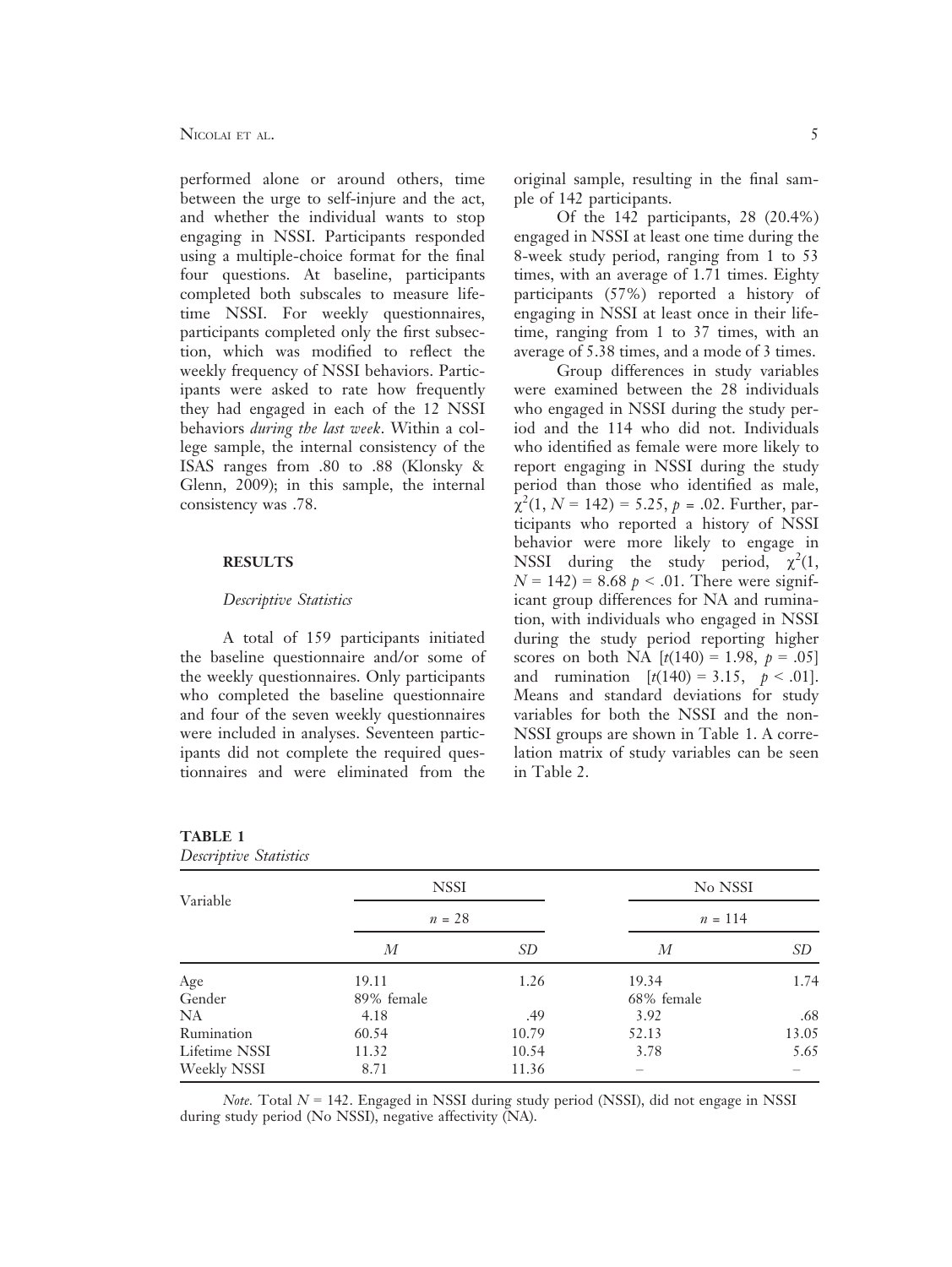performed alone or around others, time between the urge to self-injure and the act, and whether the individual wants to stop engaging in NSSI. Participants responded using a multiple-choice format for the final four questions. At baseline, participants completed both subscales to measure lifetime NSSI. For weekly questionnaires, participants completed only the first subsection, which was modified to reflect the weekly frequency of NSSI behaviors. Participants were asked to rate how frequently they had engaged in each of the 12 NSSI behaviors *during the last week*. Within a college sample, the internal consistency of the ISAS ranges from .80 to .88 (Klonsky & Glenn, 2009); in this sample, the internal consistency was .78.

## RESULTS

### *Descriptive Statistics*

A total of 159 participants initiated the baseline questionnaire and/or some of the weekly questionnaires. Only participants who completed the baseline questionnaire and four of the seven weekly questionnaires were included in analyses. Seventeen participants did not complete the required questionnaires and were eliminated from the original sample, resulting in the final sample of 142 participants.

Of the 142 participants, 28 (20.4%) engaged in NSSI at least one time during the 8-week study period, ranging from 1 to 53 times, with an average of 1.71 times. Eighty participants (57%) reported a history of engaging in NSSI at least once in their lifetime, ranging from 1 to 37 times, with an average of 5.38 times, and a mode of 3 times.

Group differences in study variables were examined between the 28 individuals who engaged in NSSI during the study period and the 114 who did not. Individuals who identified as female were more likely to report engaging in NSSI during the study period than those who identified as male, $\chi^2(1, N = 142) = 5.25, p = .02$. Further, participants who reported a history of NSSI behavior were more likely to engage in NSSI during the study period, $\chi^2(1, N = 142) = 8.68$ $p < .01$. There were significant group differences for NA and rumination, with individuals who engaged in NSSI during the study period reporting higher scores on both NA [$t(140) = 1.98, p = .05$] and rumination [$t(140) = 3.15, p < .01$]. Means and standard deviations for study variables for both the NSSI and the non-NSSI groups are shown in Table 1. A correlation matrix of study variables can be seen in Table 2.

**TABLE 1**
*Descriptive Statistics*

| Variable | NSSI | | No NSSI | |
|---|---|---|---|---|
| | $n = 28$ | | $n = 114$ | |
| | *M* | *SD* | *M* | *SD* |
| Age | 19.11 | 1.26 | 19.34 | 1.74 |
| Gender | 89% female | | 68% female | |
| NA | 4.18 | .49 | 3.92 | .68 |
| Rumination | 60.54 | 10.79 | 52.13 | 13.05 |
| Lifetime NSSI | 11.32 | 10.54 | 3.78 | 5.65 |
| Weekly NSSI | 8.71 | 11.36 | – | – |

*Note.* Total $N = 142$. Engaged in NSSI during study period (NSSI), did not engage in NSSI during study period (No NSSI), negative affectivity (NA).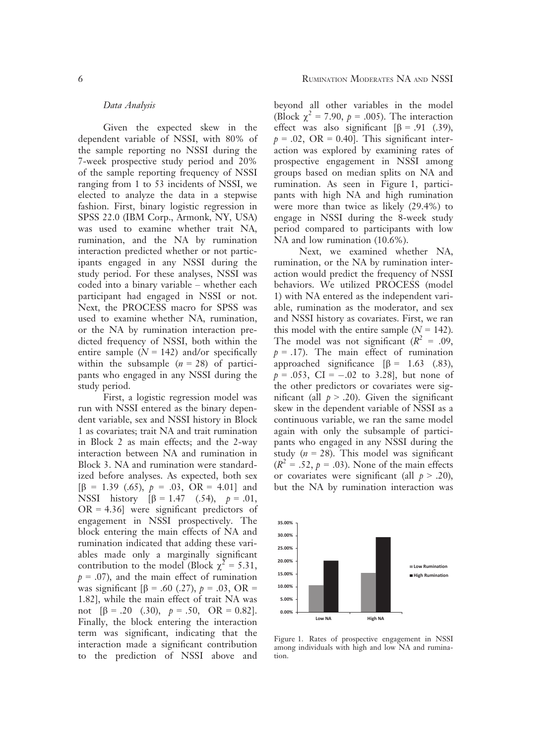### *Data Analysis*

Given the expected skew in the dependent variable of NSSI, with 80% of the sample reporting no NSSI during the 7-week prospective study period and 20% of the sample reporting frequency of NSSI ranging from 1 to 53 incidents of NSSI, we elected to analyze the data in a stepwise fashion. First, binary logistic regression in SPSS 22.0 (IBM Corp., Armonk, NY, USA) was used to examine whether trait NA, rumination, and the NA by rumination interaction predicted whether or not participants engaged in any NSSI during the study period. For these analyses, NSSI was coded into a binary variable – whether each participant had engaged in NSSI or not. Next, the PROCESS macro for SPSS was used to examine whether NA, rumination, or the NA by rumination interaction predicted frequency of NSSI, both within the entire sample ($N = 142$) and/or specifically within the subsample ($n = 28$) of participants who engaged in any NSSI during the study period.

First, a logistic regression model was run with NSSI entered as the binary dependent variable, sex and NSSI history in Block 1 as covariates; trait NA and trait rumination in Block 2 as main effects; and the 2-way interaction between NA and rumination in Block 3. NA and rumination were standardized before analyses. As expected, both sex [$\beta = 1.39$ (.65), $p = .03$, OR = 4.01] and NSSI history [$\beta = 1.47$ (.54), $p = .01$, OR = 4.36] were significant predictors of engagement in NSSI prospectively. The block entering the main effects of NA and rumination indicated that adding these variables made only a marginally significant contribution to the model (Block $\chi^2 = 5.31$, $p = .07$), and the main effect of rumination was significant [$\beta = .60$ (.27), $p = .03$, OR = 1.82], while the main effect of trait NA was not [$\beta = .20$ (.30), $p = .50$, OR = 0.82]. Finally, the block entering the interaction term was significant, indicating that the interaction made a significant contribution to the prediction of NSSI above and beyond all other variables in the model (Block $\chi^2 = 7.90$, $p = .005$). The interaction effect was also significant [$\beta = .91$ (.39), $p = .02$, OR = 0.40]. This significant interaction was explored by examining rates of prospective engagement in NSSI among groups based on median splits on NA and rumination. As seen in Figure 1, participants with high NA and high rumination were more than twice as likely (29.4%) to engage in NSSI during the 8-week study period compared to participants with low NA and low rumination (10.6%).

Next, we examined whether NA, rumination, or the NA by rumination interaction would predict the frequency of NSSI behaviors. We utilized PROCESS (model 1) with NA entered as the independent variable, rumination as the moderator, and sex and NSSI history as covariates. First, we ran this model with the entire sample ($N = 142$). The model was not significant ($R^2 = .09$, $p = .17$). The main effect of rumination approached significance [$\beta = 1.63$ (.83), $p = .053$, CI = −.02 to 3.28], but none of the other predictors or covariates were significant (all $p > .20$). Given the significant skew in the dependent variable of NSSI as a continuous variable, we ran the same model again with only the subsample of participants who engaged in any NSSI during the study ($n = 28$). This model was significant ($R^2 = .52$, $p = .03$). None of the main effects or covariates were significant (all $p > .20$), but the NA by rumination interaction was

Figure 1. Rates of prospective engagement in NSSI among individuals with high and low NA and rumination.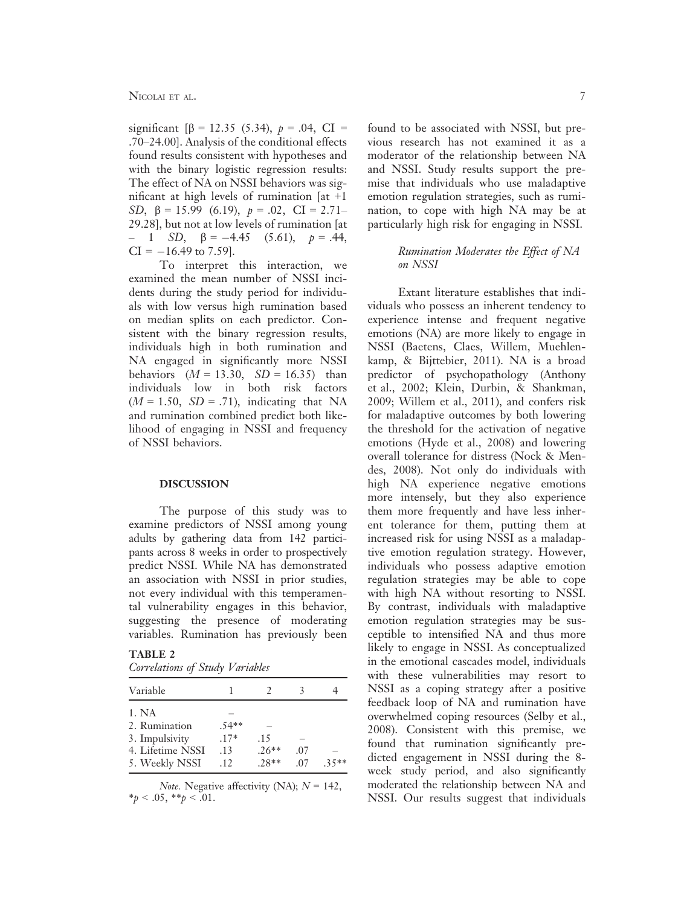significant [$\beta = 12.35$ (5.34), $p = .04$, CI = .70–24.00]. Analysis of the conditional effects found results consistent with hypotheses and with the binary logistic regression results: The effect of NA on NSSI behaviors was significant at high levels of rumination [at +1 *SD*, $\beta = 15.99$ (6.19), $p = .02$, CI = 2.71–29.28], but not at low levels of rumination [at − 1 *SD*, $\beta = -4.45$ (5.61), $p = .44$, CI = −16.49 to 7.59].

To interpret this interaction, we examined the mean number of NSSI incidents during the study period for individuals with low versus high rumination based on median splits on each predictor. Consistent with the binary regression results, individuals high in both rumination and NA engaged in significantly more NSSI behaviors ($M = 13.30$, $SD = 16.35$) than individuals low in both risk factors ($M = 1.50$, $SD = .71$), indicating that NA and rumination combined predict both likelihood of engaging in NSSI and frequency of NSSI behaviors.

## DISCUSSION

The purpose of this study was to examine predictors of NSSI among young adults by gathering data from 142 participants across 8 weeks in order to prospectively predict NSSI. While NA has demonstrated an association with NSSI in prior studies, not every individual with this temperamental vulnerability engages in this behavior, suggesting the presence of moderating variables. Rumination has previously been found to be associated with NSSI, but previous research has not examined it as a moderator of the relationship between NA and NSSI. Study results support the premise that individuals who use maladaptive emotion regulation strategies, such as rumination, to cope with high NA may be at particularly high risk for engaging in NSSI.

**TABLE 2**
*Correlations of Study Variables*

| Variable | 1 | 2 | 3 | 4 |
|---|---|---|---|---|
| 1. NA | – | | | |
| 2. Rumination | .54** | – | | |
| 3. Impulsivity | .17* | .15 | – | |
| 4. Lifetime NSSI | .13 | .26** | .07 | – |
| 5. Weekly NSSI | .12 | .28** | .07 | .35** |

*Note.* Negative affectivity (NA); $N = 142$, *$p < .05$, **$p < .01$.

### *Rumination Moderates the Effect of NA on NSSI*

Extant literature establishes that individuals who possess an inherent tendency to experience intense and frequent negative emotions (NA) are more likely to engage in NSSI (Baetens, Claes, Willem, Muehlenkamp, & Bijttebier, 2011). NA is a broad predictor of psychopathology (Anthony et al., 2002; Klein, Durbin, & Shankman, 2009; Willem et al., 2011), and confers risk for maladaptive outcomes by both lowering the threshold for the activation of negative emotions (Hyde et al., 2008) and lowering overall tolerance for distress (Nock & Mendes, 2008). Not only do individuals with high NA experience negative emotions more intensely, but they also experience them more frequently and have less inherent tolerance for them, putting them at increased risk for using NSSI as a maladaptive emotion regulation strategy. However, individuals who possess adaptive emotion regulation strategies may be able to cope with high NA without resorting to NSSI. By contrast, individuals with maladaptive emotion regulation strategies may be susceptible to intensified NA and thus more likely to engage in NSSI. As conceptualized in the emotional cascades model, individuals with these vulnerabilities may resort to NSSI as a coping strategy after a positive feedback loop of NA and rumination have overwhelmed coping resources (Selby et al., 2008). Consistent with this premise, we found that rumination significantly predicted engagement in NSSI during the 8-week study period, and also significantly moderated the relationship between NA and NSSI. Our results suggest that individuals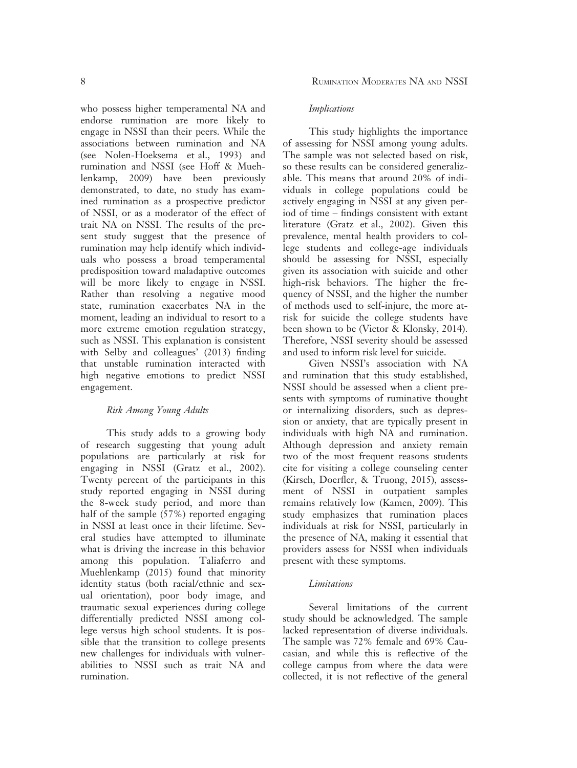who possess higher temperamental NA and endorse rumination are more likely to engage in NSSI than their peers. While the associations between rumination and NA (see Nolen-Hoeksema et al., 1993) and rumination and NSSI (see Hoff & Muehlenkamp, 2009) have been previously demonstrated, to date, no study has examined rumination as a prospective predictor of NSSI, or as a moderator of the effect of trait NA on NSSI. The results of the present study suggest that the presence of rumination may help identify which individuals who possess a broad temperamental predisposition toward maladaptive outcomes will be more likely to engage in NSSI. Rather than resolving a negative mood state, rumination exacerbates NA in the moment, leading an individual to resort to a more extreme emotion regulation strategy, such as NSSI. This explanation is consistent with Selby and colleagues' (2013) finding that unstable rumination interacted with high negative emotions to predict NSSI engagement.

### *Risk Among Young Adults*

This study adds to a growing body of research suggesting that young adult populations are particularly at risk for engaging in NSSI (Gratz et al., 2002). Twenty percent of the participants in this study reported engaging in NSSI during the 8-week study period, and more than half of the sample (57%) reported engaging in NSSI at least once in their lifetime. Several studies have attempted to illuminate what is driving the increase in this behavior among this population. Taliaferro and Muehlenkamp (2015) found that minority identity status (both racial/ethnic and sexual orientation), poor body image, and traumatic sexual experiences during college differentially predicted NSSI among college versus high school students. It is possible that the transition to college presents new challenges for individuals with vulnerabilities to NSSI such as trait NA and rumination.

### *Implications*

This study highlights the importance of assessing for NSSI among young adults. The sample was not selected based on risk, so these results can be considered generalizable. This means that around 20% of individuals in college populations could be actively engaging in NSSI at any given period of time – findings consistent with extant literature (Gratz et al., 2002). Given this prevalence, mental health providers to college students and college-age individuals should be assessing for NSSI, especially given its association with suicide and other high-risk behaviors. The higher the frequency of NSSI, and the higher the number of methods used to self-injure, the more at-risk for suicide the college students have been shown to be (Victor & Klonsky, 2014). Therefore, NSSI severity should be assessed and used to inform risk level for suicide.

Given NSSI's association with NA and rumination that this study established, NSSI should be assessed when a client presents with symptoms of ruminative thought or internalizing disorders, such as depression or anxiety, that are typically present in individuals with high NA and rumination. Although depression and anxiety remain two of the most frequent reasons students cite for visiting a college counseling center (Kirsch, Doerfler, & Truong, 2015), assessment of NSSI in outpatient samples remains relatively low (Kamen, 2009). This study emphasizes that rumination places individuals at risk for NSSI, particularly in the presence of NA, making it essential that providers assess for NSSI when individuals present with these symptoms.

### *Limitations*

Several limitations of the current study should be acknowledged. The sample lacked representation of diverse individuals. The sample was 72% female and 69% Caucasian, and while this is reflective of the college campus from where the data were collected, it is not reflective of the general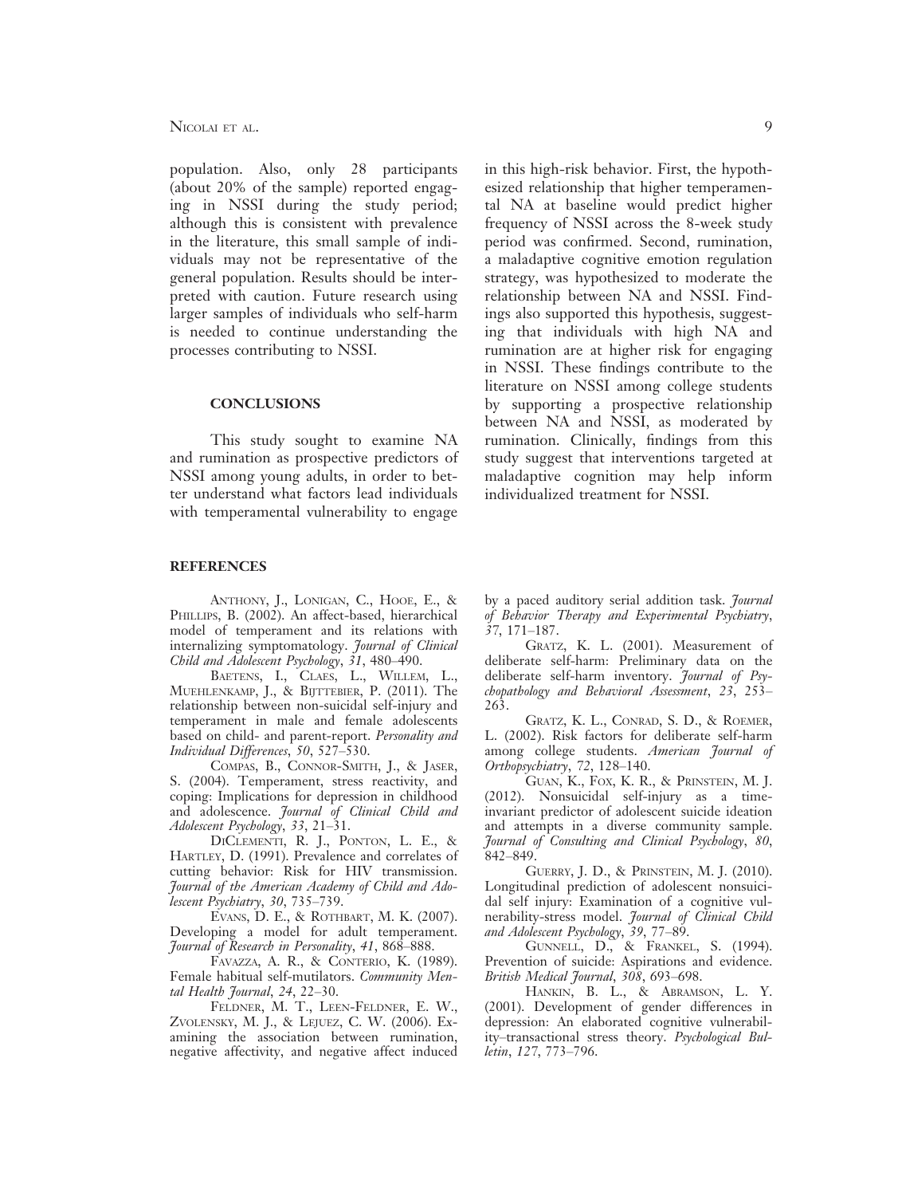population. Also, only 28 participants (about 20% of the sample) reported engaging in NSSI during the study period; although this is consistent with prevalence in the literature, this small sample of individuals may not be representative of the general population. Results should be interpreted with caution. Future research using larger samples of individuals who self-harm is needed to continue understanding the processes contributing to NSSI.

## CONCLUSIONS

This study sought to examine NA and rumination as prospective predictors of NSSI among young adults, in order to better understand what factors lead individuals with temperamental vulnerability to engage in this high-risk behavior. First, the hypothesized relationship that higher temperamental NA at baseline would predict higher frequency of NSSI across the 8-week study period was confirmed. Second, rumination, a maladaptive cognitive emotion regulation strategy, was hypothesized to moderate the relationship between NA and NSSI. Findings also supported this hypothesis, suggesting that individuals with high NA and rumination are at higher risk for engaging in NSSI. These findings contribute to the literature on NSSI among college students by supporting a prospective relationship between NA and NSSI, as moderated by rumination. Clinically, findings from this study suggest that interventions targeted at maladaptive cognition may help inform individualized treatment for NSSI.

## REFERENCES

Anthony, J., Lonigan, C., Hooe, E., & Phillips, B. (2002). An affect-based, hierarchical model of temperament and its relations with internalizing symptomatology. *Journal of Clinical Child and Adolescent Psychology*, *31*, 480–490.

Baetens, I., Claes, L., Willem, L., Muehlenkamp, J., & Bijttebier, P. (2011). The relationship between non-suicidal self-injury and temperament in male and female adolescents based on child- and parent-report. *Personality and Individual Differences*, *50*, 527–530.

Compas, B., Connor-Smith, J., & Jaser, S. (2004). Temperament, stress reactivity, and coping: Implications for depression in childhood and adolescence. *Journal of Clinical Child and Adolescent Psychology*, *33*, 21–31.

DiClementi, R. J., Ponton, L. E., & Hartley, D. (1991). Prevalence and correlates of cutting behavior: Risk for HIV transmission. *Journal of the American Academy of Child and Adolescent Psychiatry*, *30*, 735–739.

Evans, D. E., & Rothbart, M. K. (2007). Developing a model for adult temperament. *Journal of Research in Personality*, *41*, 868–888.

Favazza, A. R., & Conterio, K. (1989). Female habitual self-mutilators. *Community Mental Health Journal*, *24*, 22–30.

Feldner, M. T., Leen-Feldner, E. W., Zvolensky, M. J., & Lejuez, C. W. (2006). Examining the association between rumination, negative affectivity, and negative affect induced by a paced auditory serial addition task. *Journal of Behavior Therapy and Experimental Psychiatry*, *37*, 171–187.

Gratz, K. L. (2001). Measurement of deliberate self-harm: Preliminary data on the deliberate self-harm inventory. *Journal of Psychopathology and Behavioral Assessment*, *23*, 253–263.

Gratz, K. L., Conrad, S. D., & Roemer, L. (2002). Risk factors for deliberate self-harm among college students. *American Journal of Orthopsychiatry*, *72*, 128–140.

Guan, K., Fox, K. R., & Prinstein, M. J. (2012). Nonsuicidal self-injury as a time-invariant predictor of adolescent suicide ideation and attempts in a diverse community sample. *Journal of Consulting and Clinical Psychology*, *80*, 842–849.

Guerry, J. D., & Prinstein, M. J. (2010). Longitudinal prediction of adolescent nonsuicidal self injury: Examination of a cognitive vulnerability-stress model. *Journal of Clinical Child and Adolescent Psychology*, *39*, 77–89.

Gunnell, D., & Frankel, S. (1994). Prevention of suicide: Aspirations and evidence. *British Medical Journal*, *308*, 693–698.

Hankin, B. L., & Abramson, L. Y. (2001). Development of gender differences in depression: An elaborated cognitive vulnerability–transactional stress theory. *Psychological Bulletin*, *127*, 773–796.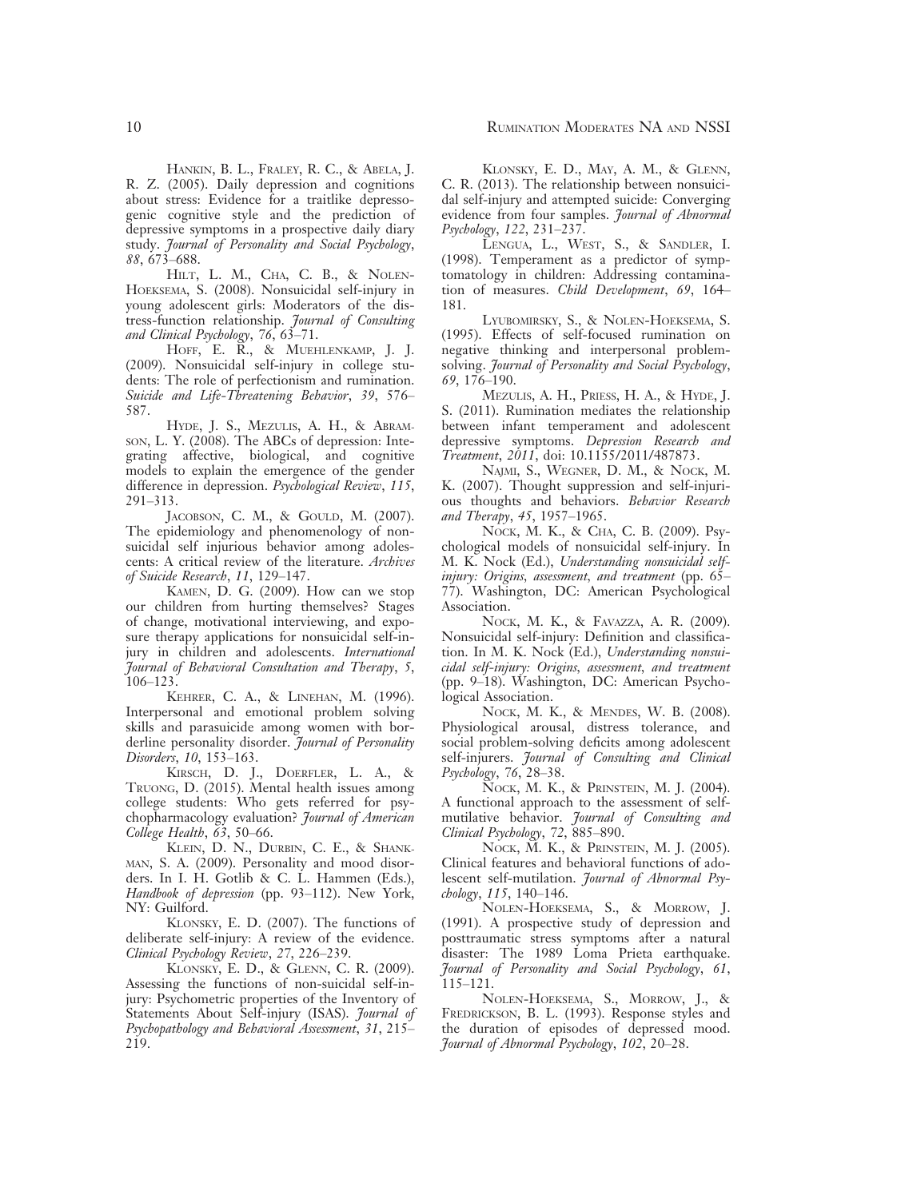Hankin, B. L., Fraley, R. C., & Abela, J. R. Z. (2005). Daily depression and cognitions about stress: Evidence for a traitlike depressogenic cognitive style and the prediction of depressive symptoms in a prospective daily diary study. *Journal of Personality and Social Psychology*, *88*, 673–688.

Hilt, L. M., Cha, C. B., & Nolen-Hoeksema, S. (2008). Nonsuicidal self-injury in young adolescent girls: Moderators of the distress-function relationship. *Journal of Consulting and Clinical Psychology*, *76*, 63–71.

Hoff, E. R., & Muehlenkamp, J. J. (2009). Nonsuicidal self-injury in college students: The role of perfectionism and rumination. *Suicide and Life-Threatening Behavior*, *39*, 576–587.

Hyde, J. S., Mezulis, A. H., & Abramson, L. Y. (2008). The ABCs of depression: Integrating affective, biological, and cognitive models to explain the emergence of the gender difference in depression. *Psychological Review*, *115*, 291–313.

Jacobson, C. M., & Gould, M. (2007). The epidemiology and phenomenology of non-suicidal self injurious behavior among adolescents: A critical review of the literature. *Archives of Suicide Research*, *11*, 129–147.

Kamen, D. G. (2009). How can we stop our children from hurting themselves? Stages of change, motivational interviewing, and exposure therapy applications for nonsuicidal self-injury in children and adolescents. *International Journal of Behavioral Consultation and Therapy*, *5*, 106–123.

Kehrer, C. A., & Linehan, M. (1996). Interpersonal and emotional problem solving skills and parasuicide among women with borderline personality disorder. *Journal of Personality Disorders*, *10*, 153–163.

Kirsch, D. J., Doerfler, L. A., & Truong, D. (2015). Mental health issues among college students: Who gets referred for psychopharmacology evaluation? *Journal of American College Health*, *63*, 50–66.

Klein, D. N., Durbin, C. E., & Shankman, S. A. (2009). Personality and mood disorders. In I. H. Gotlib & C. L. Hammen (Eds.), *Handbook of depression* (pp. 93–112). New York, NY: Guilford.

Klonsky, E. D. (2007). The functions of deliberate self-injury: A review of the evidence. *Clinical Psychology Review*, *27*, 226–239.

Klonsky, E. D., & Glenn, C. R. (2009). Assessing the functions of non-suicidal self-injury: Psychometric properties of the Inventory of Statements About Self-injury (ISAS). *Journal of Psychopathology and Behavioral Assessment*, *31*, 215–219.

Klonsky, E. D., May, A. M., & Glenn, C. R. (2013). The relationship between nonsuicidal self-injury and attempted suicide: Converging evidence from four samples. *Journal of Abnormal Psychology*, *122*, 231–237.

Lengua, L., West, S., & Sandler, I. (1998). Temperament as a predictor of symptomatology in children: Addressing contamination of measures. *Child Development*, *69*, 164–181.

Lyubomirsky, S., & Nolen-Hoeksema, S. (1995). Effects of self-focused rumination on negative thinking and interpersonal problem-solving. *Journal of Personality and Social Psychology*, *69*, 176–190.

Mezulis, A. H., Priess, H. A., & Hyde, J. S. (2011). Rumination mediates the relationship between infant temperament and adolescent depressive symptoms. *Depression Research and Treatment*, *2011*, doi: 10.1155/2011/487873.

Najmi, S., Wegner, D. M., & Nock, M. K. (2007). Thought suppression and self-injurious thoughts and behaviors. *Behavior Research and Therapy*, *45*, 1957–1965.

Nock, M. K., & Cha, C. B. (2009). Psychological models of nonsuicidal self-injury. In M. K. Nock (Ed.), *Understanding nonsuicidal self-injury: Origins, assessment, and treatment* (pp. 65–77). Washington, DC: American Psychological Association.

Nock, M. K., & Favazza, A. R. (2009). Nonsuicidal self-injury: Definition and classification. In M. K. Nock (Ed.), *Understanding nonsuicidal self-injury: Origins, assessment, and treatment* (pp. 9–18). Washington, DC: American Psychological Association.

Nock, M. K., & Mendes, W. B. (2008). Physiological arousal, distress tolerance, and social problem-solving deficits among adolescent self-injurers. *Journal of Consulting and Clinical Psychology*, *76*, 28–38.

Nock, M. K., & Prinstein, M. J. (2004). A functional approach to the assessment of self-mutilative behavior. *Journal of Consulting and Clinical Psychology*, *72*, 885–890.

Nock, M. K., & Prinstein, M. J. (2005). Clinical features and behavioral functions of adolescent self-mutilation. *Journal of Abnormal Psychology*, *115*, 140–146.

Nolen-Hoeksema, S., & Morrow, J. (1991). A prospective study of depression and posttraumatic stress symptoms after a natural disaster: The 1989 Loma Prieta earthquake. *Journal of Personality and Social Psychology*, *61*, 115–121.

Nolen-Hoeksema, S., Morrow, J., & Fredrickson, B. L. (1993). Response styles and the duration of episodes of depressed mood. *Journal of Abnormal Psychology*, *102*, 20–28.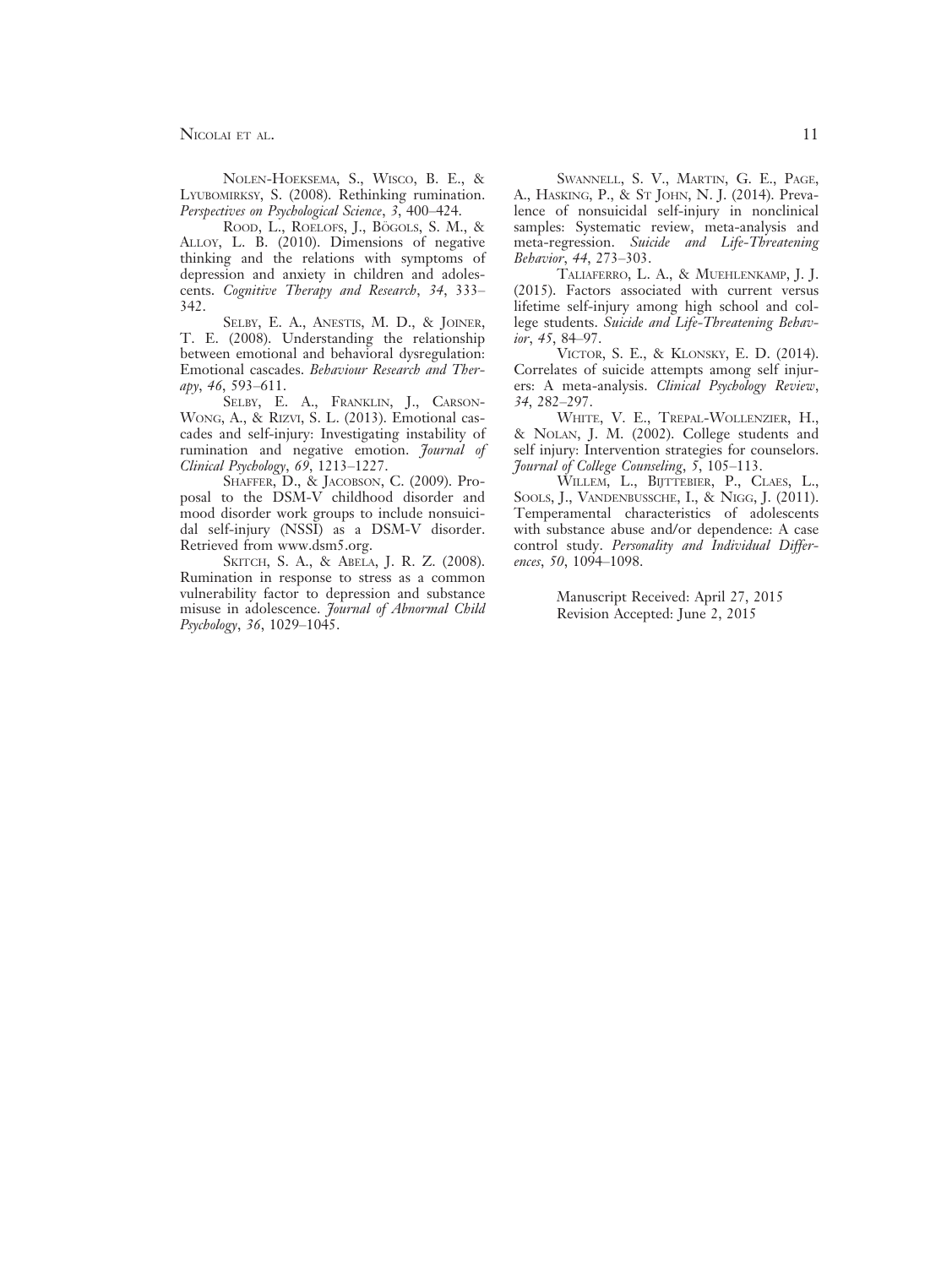Nolen-Hoeksema, S., Wisco, B. E., & Lyubomirksy, S. (2008). Rethinking rumination. *Perspectives on Psychological Science*, *3*, 400–424.

Rood, L., Roelofs, J., Bögols, S. M., & Alloy, L. B. (2010). Dimensions of negative thinking and the relations with symptoms of depression and anxiety in children and adolescents. *Cognitive Therapy and Research*, *34*, 333–342.

Selby, E. A., Anestis, M. D., & Joiner, T. E. (2008). Understanding the relationship between emotional and behavioral dysregulation: Emotional cascades. *Behaviour Research and Therapy*, *46*, 593–611.

Selby, E. A., Franklin, J., Carson-Wong, A., & Rizvi, S. L. (2013). Emotional cascades and self-injury: Investigating instability of rumination and negative emotion. *Journal of Clinical Psychology*, *69*, 1213–1227.

Shaffer, D., & Jacobson, C. (2009). Proposal to the DSM-V childhood disorder and mood disorder work groups to include nonsuicidal self-injury (NSSI) as a DSM-V disorder. Retrieved from www.dsm5.org.

Skitch, S. A., & Abela, J. R. Z. (2008). Rumination in response to stress as a common vulnerability factor to depression and substance misuse in adolescence. *Journal of Abnormal Child Psychology*, *36*, 1029–1045.

Swannell, S. V., Martin, G. E., Page, A., Hasking, P., & St John, N. J. (2014). Prevalence of nonsuicidal self-injury in nonclinical samples: Systematic review, meta-analysis and meta-regression. *Suicide and Life-Threatening Behavior*, *44*, 273–303.

Taliaferro, L. A., & Muehlenkamp, J. J. (2015). Factors associated with current versus lifetime self-injury among high school and college students. *Suicide and Life-Threatening Behavior*, *45*, 84–97.

Victor, S. E., & Klonsky, E. D. (2014). Correlates of suicide attempts among self injurers: A meta-analysis. *Clinical Psychology Review*, *34*, 282–297.

White, V. E., Trepal-Wollenzier, H., & Nolan, J. M. (2002). College students and self injury: Intervention strategies for counselors. *Journal of College Counseling*, *5*, 105–113.

Willem, L., Bijttebier, P., Claes, L., Sools, J., Vandenbussche, I., & Nigg, J. (2011). Temperamental characteristics of adolescents with substance abuse and/or dependence: A case control study. *Personality and Individual Differences*, *50*, 1094–1098.

Manuscript Received: April 27, 2015
Revision Accepted: June 2, 2015